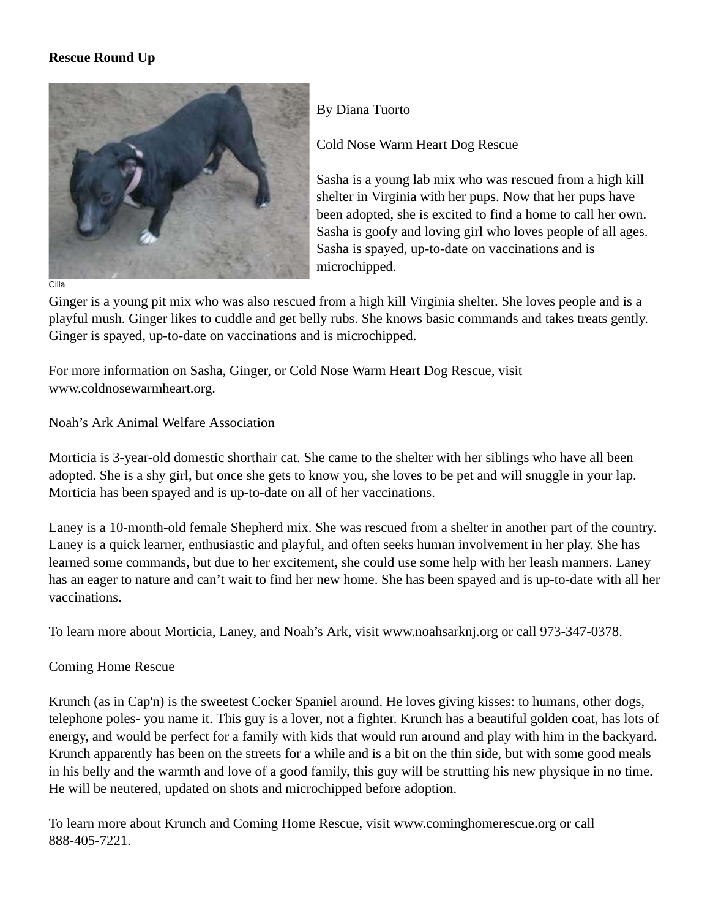**Rescue Round Up**

Cilla

By Diana Tuorto

Cold Nose Warm Heart Dog Rescue

Sasha is a young lab mix who was rescued from a high kill shelter in Virginia with her pups. Now that her pups have been adopted, she is excited to find a home to call her own. Sasha is goofy and loving girl who loves people of all ages. Sasha is spayed, up-to-date on vaccinations and is microchipped.

Ginger is a young pit mix who was also rescued from a high kill Virginia shelter. She loves people and is a playful mush. Ginger likes to cuddle and get belly rubs. She knows basic commands and takes treats gently. Ginger is spayed, up-to-date on vaccinations and is microchipped.

For more information on Sasha, Ginger, or Cold Nose Warm Heart Dog Rescue, visit www.coldnosewarmheart.org.

Noah's Ark Animal Welfare Association

Morticia is 3-year-old domestic shorthair cat. She came to the shelter with her siblings who have all been adopted. She is a shy girl, but once she gets to know you, she loves to be pet and will snuggle in your lap. Morticia has been spayed and is up-to-date on all of her vaccinations.

Laney is a 10-month-old female Shepherd mix. She was rescued from a shelter in another part of the country. Laney is a quick learner, enthusiastic and playful, and often seeks human involvement in her play. She has learned some commands, but due to her excitement, she could use some help with her leash manners. Laney has an eager to nature and can't wait to find her new home. She has been spayed and is up-to-date with all her vaccinations.

To learn more about Morticia, Laney, and Noah's Ark, visit www.noahsarknj.org or call 973-347-0378.

Coming Home Rescue

Krunch (as in Cap'n) is the sweetest Cocker Spaniel around. He loves giving kisses: to humans, other dogs, telephone poles- you name it. This guy is a lover, not a fighter. Krunch has a beautiful golden coat, has lots of energy, and would be perfect for a family with kids that would run around and play with him in the backyard. Krunch apparently has been on the streets for a while and is a bit on the thin side, but with some good meals in his belly and the warmth and love of a good family, this guy will be strutting his new physique in no time. He will be neutered, updated on shots and microchipped before adoption.

To learn more about Krunch and Coming Home Rescue, visit www.cominghomerescue.org or call 888-405-7221.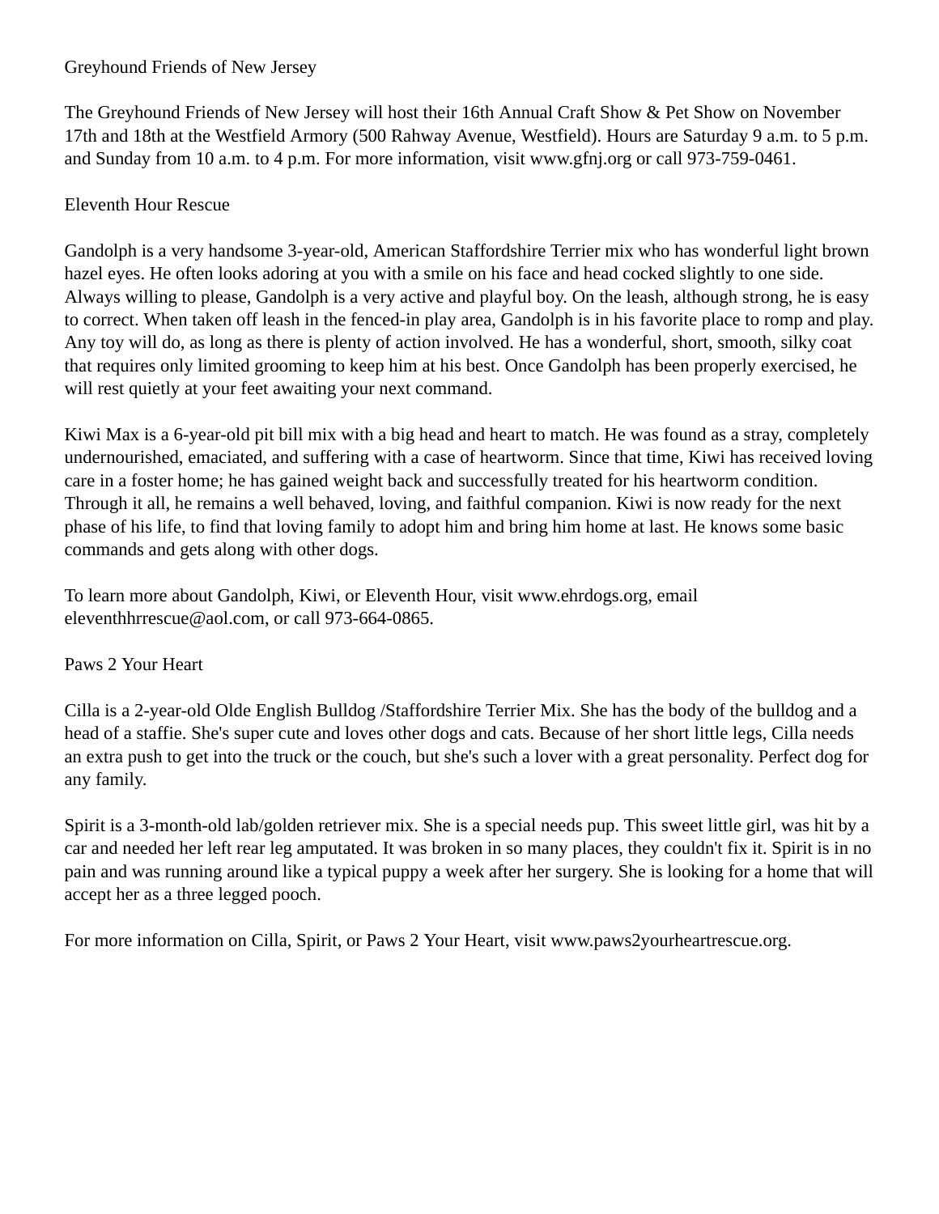## Greyhound Friends of New Jersey

The Greyhound Friends of New Jersey will host their 16th Annual Craft Show & Pet Show on November 17th and 18th at the Westfield Armory (500 Rahway Avenue, Westfield). Hours are Saturday 9 a.m. to 5 p.m. and Sunday from 10 a.m. to 4 p.m. For more information, visit www.gfnj.org or call 973-759-0461.

## Eleventh Hour Rescue

Gandolph is a very handsome 3-year-old, American Staffordshire Terrier mix who has wonderful light brown hazel eyes. He often looks adoring at you with a smile on his face and head cocked slightly to one side. Always willing to please, Gandolph is a very active and playful boy. On the leash, although strong, he is easy to correct. When taken off leash in the fenced-in play area, Gandolph is in his favorite place to romp and play. Any toy will do, as long as there is plenty of action involved. He has a wonderful, short, smooth, silky coat that requires only limited grooming to keep him at his best. Once Gandolph has been properly exercised, he will rest quietly at your feet awaiting your next command.

Kiwi Max is a 6-year-old pit bill mix with a big head and heart to match. He was found as a stray, completely undernourished, emaciated, and suffering with a case of heartworm. Since that time, Kiwi has received loving care in a foster home; he has gained weight back and successfully treated for his heartworm condition. Through it all, he remains a well behaved, loving, and faithful companion. Kiwi is now ready for the next phase of his life, to find that loving family to adopt him and bring him home at last. He knows some basic commands and gets along with other dogs.

To learn more about Gandolph, Kiwi, or Eleventh Hour, visit www.ehrdogs.org, email eleventhhrrescue@aol.com, or call 973-664-0865.

## Paws 2 Your Heart

Cilla is a 2-year-old Olde English Bulldog /Staffordshire Terrier Mix. She has the body of the bulldog and a head of a staffie. She's super cute and loves other dogs and cats. Because of her short little legs, Cilla needs an extra push to get into the truck or the couch, but she's such a lover with a great personality. Perfect dog for any family.

Spirit is a 3-month-old lab/golden retriever mix. She is a special needs pup. This sweet little girl, was hit by a car and needed her left rear leg amputated. It was broken in so many places, they couldn't fix it. Spirit is in no pain and was running around like a typical puppy a week after her surgery. She is looking for a home that will accept her as a three legged pooch.

For more information on Cilla, Spirit, or Paws 2 Your Heart, visit www.paws2yourheartrescue.org.